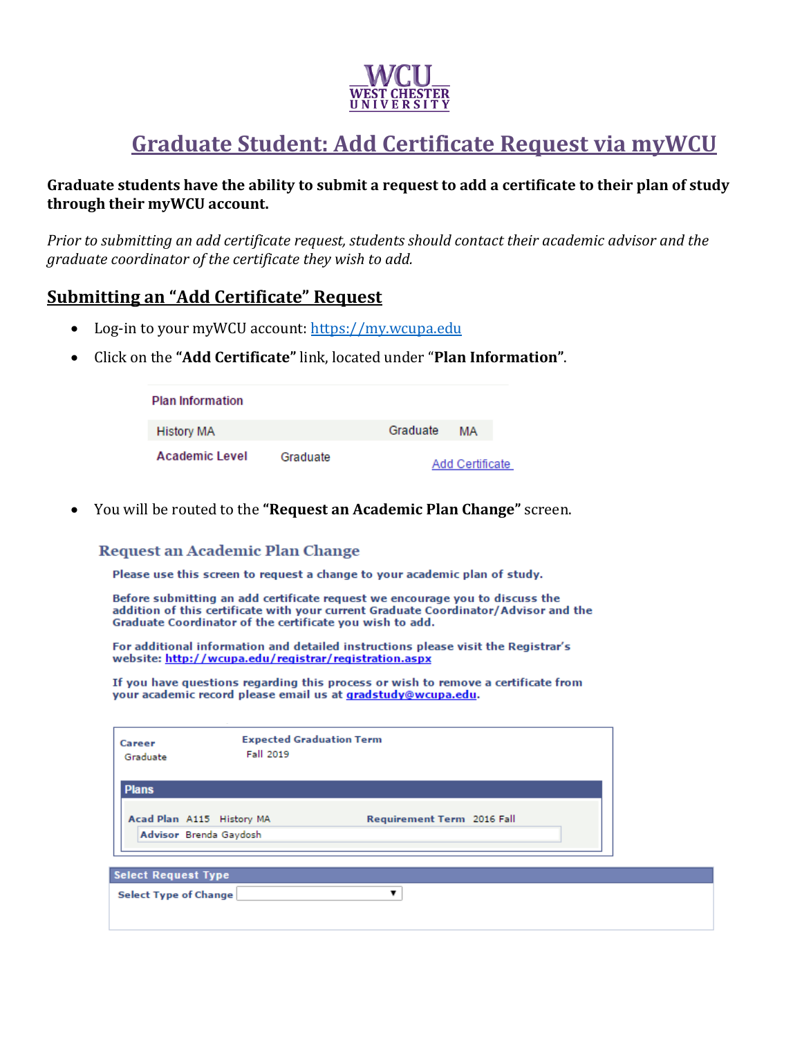WCU
WEST CHESTER
UNIVERSITY

# Graduate Student: Add Certificate Request via myWCU

**Graduate students have the ability to submit a request to add a certificate to their plan of study through their myWCU account.**

*Prior to submitting an add certificate request, students should contact their academic advisor and the graduate coordinator of the certificate they wish to add.*

## Submitting an "Add Certificate" Request

- Log-in to your myWCU account: https://my.wcupa.edu
- Click on the **"Add Certificate"** link, located under "**Plan Information**".

Plan Information

| History MA | | Graduate | MA |
|---|---|---|---|
| Academic Level | Graduate | Add Certificate | |

- You will be routed to the **"Request an Academic Plan Change"** screen.

### Request an Academic Plan Change

**Please use this screen to request a change to your academic plan of study.**

**Before submitting an add certificate request we encourage you to discuss the addition of this certificate with your current Graduate Coordinator/Advisor and the Graduate Coordinator of the certificate you wish to add.**

**For additional information and detailed instructions please visit the Registrar's website: http://wcupa.edu/registrar/registration.aspx**

**If you have questions regarding this process or wish to remove a certificate from your academic record please email us at gradstudy@wcupa.edu.**

| Career | Expected Graduation Term |
|---|---|
| Graduate | Fall 2019 |

**Plans**

**Acad Plan** A115 History MA **Requirement Term** 2016 Fall

**Advisor** Brenda Gaydosh

**Select Request Type**

**Select Type of Change**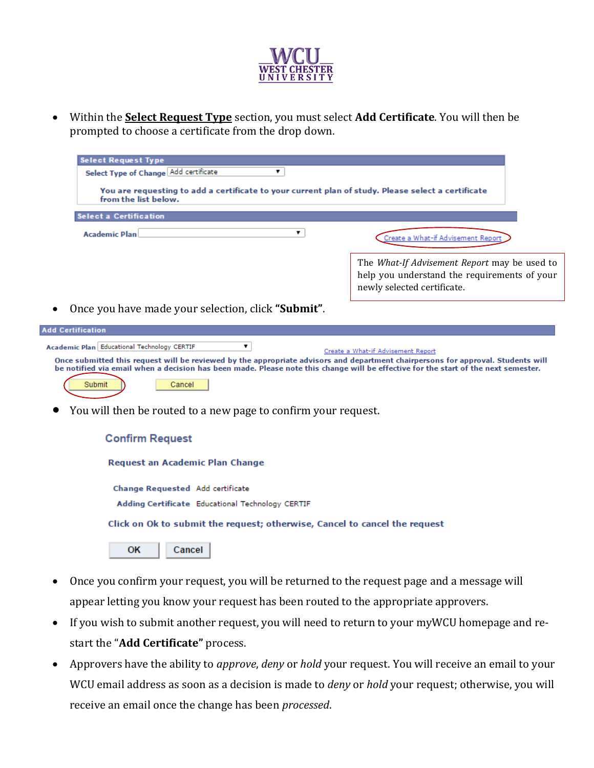- Within the **Select Request Type** section, you must select **Add Certificate**. You will then be prompted to choose a certificate from the drop down.

**Select Request Type**

Select Type of Change: Add certificate

You are requesting to add a certificate to your current plan of study. Please select a certificate from the list below.

**Select a Certification**

Academic Plan

Create a What-if Advisement Report

The *What-If Advisement Report* may be used to help you understand the requirements of your newly selected certificate.

- Once you have made your selection, click **"Submit"**.

**Add Certification**

Academic Plan: Educational Technology CERTIF

Create a What-if Advisement Report

Once submitted this request will be reviewed by the appropriate advisors and department chairpersons for approval. Students will be notified via email when a decision has been made. Please note this change will be effective for the start of the next semester.

Submit | Cancel

- You will then be routed to a new page to confirm your request.

**Confirm Request**

**Request an Academic Plan Change**

Change Requested: Add certificate

Adding Certificate: Educational Technology CERTIF

Click on Ok to submit the request; otherwise, Cancel to cancel the request

OK | Cancel

- Once you confirm your request, you will be returned to the request page and a message will appear letting you know your request has been routed to the appropriate approvers.
- If you wish to submit another request, you will need to return to your myWCU homepage and re-start the "**Add Certificate**" process.
- Approvers have the ability to *approve*, *deny* or *hold* your request. You will receive an email to your WCU email address as soon as a decision is made to *deny* or *hold* your request; otherwise, you will receive an email once the change has been *processed*.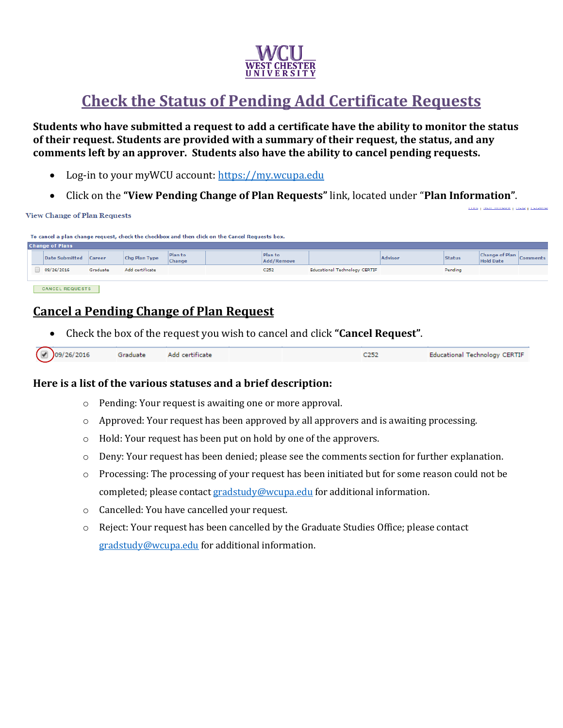WCU WEST CHESTER UNIVERSITY

# Check the Status of Pending Add Certificate Requests

**Students who have submitted a request to add a certificate have the ability to monitor the status of their request. Students are provided with a summary of their request, the status, and any comments left by an approver. Students also have the ability to cancel pending requests.**

- Log-in to your myWCU account: https://my.wcupa.edu
- Click on the **"View Pending Change of Plan Requests"** link, located under "**Plan Information**".

View Change of Plan Requests

To cancel a plan change request, check the checkbox and then click on the Cancel Requests box.

Change of Plans

| | Date Submitted | Career | Chg Plan Type | Plan to Change | | Plan to Add/Remove | | Advisor | Status | Change of Plan Hold Date | Comments |
|---|---|---|---|---|---|---|---|---|---|---|---|
| ☐ | 09/26/2016 | Graduate | Add certificate | | | C252 | Educational Technology CERTIF | | Pending | | |

CANCEL REQUESTS

## Cancel a Pending Change of Plan Request

- Check the box of the request you wish to cancel and click **"Cancel Request"**.

| | | | | | | | |
|---|---|---|---|---|---|---|---|
| ☑ | 09/26/2016 | Graduate | Add certificate | | | C252 | Educational Technology CERTIF |

**Here is a list of the various statuses and a brief description:**

- Pending: Your request is awaiting one or more approval.
- Approved: Your request has been approved by all approvers and is awaiting processing.
- Hold: Your request has been put on hold by one of the approvers.
- Deny: Your request has been denied; please see the comments section for further explanation.
- Processing: The processing of your request has been initiated but for some reason could not be completed; please contact gradstudy@wcupa.edu for additional information.
- Cancelled: You have cancelled your request.
- Reject: Your request has been cancelled by the Graduate Studies Office; please contact gradstudy@wcupa.edu for additional information.